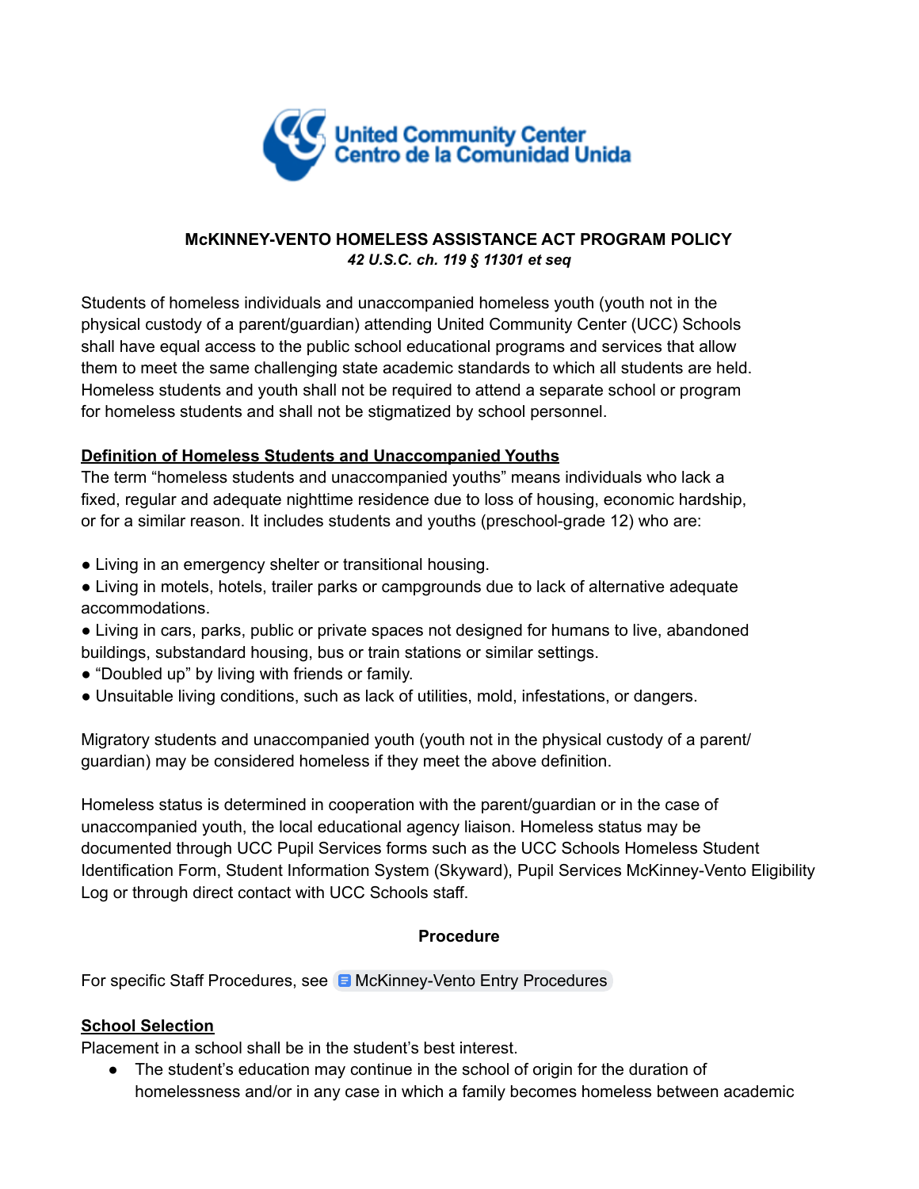United Community Center
Centro de la Comunidad Unida

**McKINNEY-VENTO HOMELESS ASSISTANCE ACT PROGRAM POLICY**
***42 U.S.C. ch. 119 § 11301 et seq***

Students of homeless individuals and unaccompanied homeless youth (youth not in the physical custody of a parent/guardian) attending United Community Center (UCC) Schools shall have equal access to the public school educational programs and services that allow them to meet the same challenging state academic standards to which all students are held. Homeless students and youth shall not be required to attend a separate school or program for homeless students and shall not be stigmatized by school personnel.

**Definition of Homeless Students and Unaccompanied Youths**

The term "homeless students and unaccompanied youths" means individuals who lack a fixed, regular and adequate nighttime residence due to loss of housing, economic hardship, or for a similar reason. It includes students and youths (preschool-grade 12) who are:

- Living in an emergency shelter or transitional housing.
- Living in motels, hotels, trailer parks or campgrounds due to lack of alternative adequate accommodations.
- Living in cars, parks, public or private spaces not designed for humans to live, abandoned buildings, substandard housing, bus or train stations or similar settings.
- "Doubled up" by living with friends or family.
- Unsuitable living conditions, such as lack of utilities, mold, infestations, or dangers.

Migratory students and unaccompanied youth (youth not in the physical custody of a parent/ guardian) may be considered homeless if they meet the above definition.

Homeless status is determined in cooperation with the parent/guardian or in the case of unaccompanied youth, the local educational agency liaison. Homeless status may be documented through UCC Pupil Services forms such as the UCC Schools Homeless Student Identification Form, Student Information System (Skyward), Pupil Services McKinney-Vento Eligibility Log or through direct contact with UCC Schools staff.

**Procedure**

For specific Staff Procedures, see McKinney-Vento Entry Procedures

**School Selection**

Placement in a school shall be in the student's best interest.

- The student's education may continue in the school of origin for the duration of homelessness and/or in any case in which a family becomes homeless between academic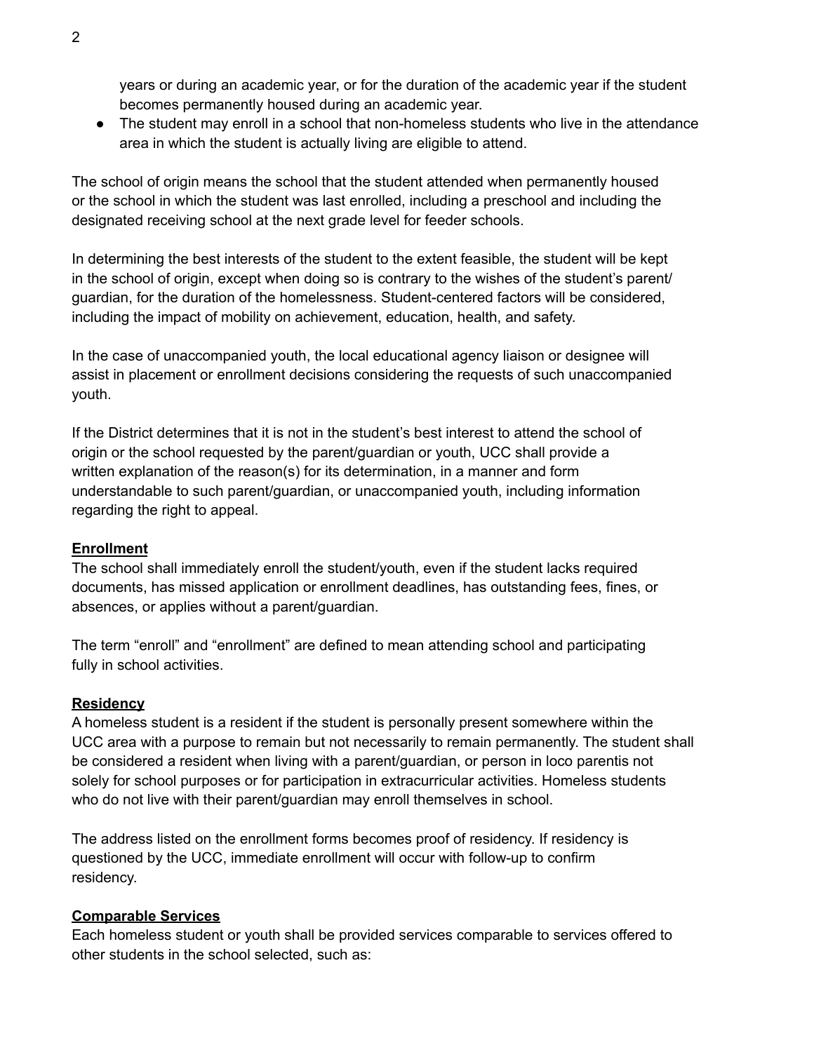years or during an academic year, or for the duration of the academic year if the student becomes permanently housed during an academic year.

- The student may enroll in a school that non-homeless students who live in the attendance area in which the student is actually living are eligible to attend.

The school of origin means the school that the student attended when permanently housed or the school in which the student was last enrolled, including a preschool and including the designated receiving school at the next grade level for feeder schools.

In determining the best interests of the student to the extent feasible, the student will be kept in the school of origin, except when doing so is contrary to the wishes of the student's parent/ guardian, for the duration of the homelessness. Student-centered factors will be considered, including the impact of mobility on achievement, education, health, and safety.

In the case of unaccompanied youth, the local educational agency liaison or designee will assist in placement or enrollment decisions considering the requests of such unaccompanied youth.

If the District determines that it is not in the student's best interest to attend the school of origin or the school requested by the parent/guardian or youth, UCC shall provide a written explanation of the reason(s) for its determination, in a manner and form understandable to such parent/guardian, or unaccompanied youth, including information regarding the right to appeal.

**Enrollment**

The school shall immediately enroll the student/youth, even if the student lacks required documents, has missed application or enrollment deadlines, has outstanding fees, fines, or absences, or applies without a parent/guardian.

The term "enroll" and "enrollment" are defined to mean attending school and participating fully in school activities.

**Residency**

A homeless student is a resident if the student is personally present somewhere within the UCC area with a purpose to remain but not necessarily to remain permanently. The student shall be considered a resident when living with a parent/guardian, or person in loco parentis not solely for school purposes or for participation in extracurricular activities. Homeless students who do not live with their parent/guardian may enroll themselves in school.

The address listed on the enrollment forms becomes proof of residency. If residency is questioned by the UCC, immediate enrollment will occur with follow-up to confirm residency.

**Comparable Services**

Each homeless student or youth shall be provided services comparable to services offered to other students in the school selected, such as: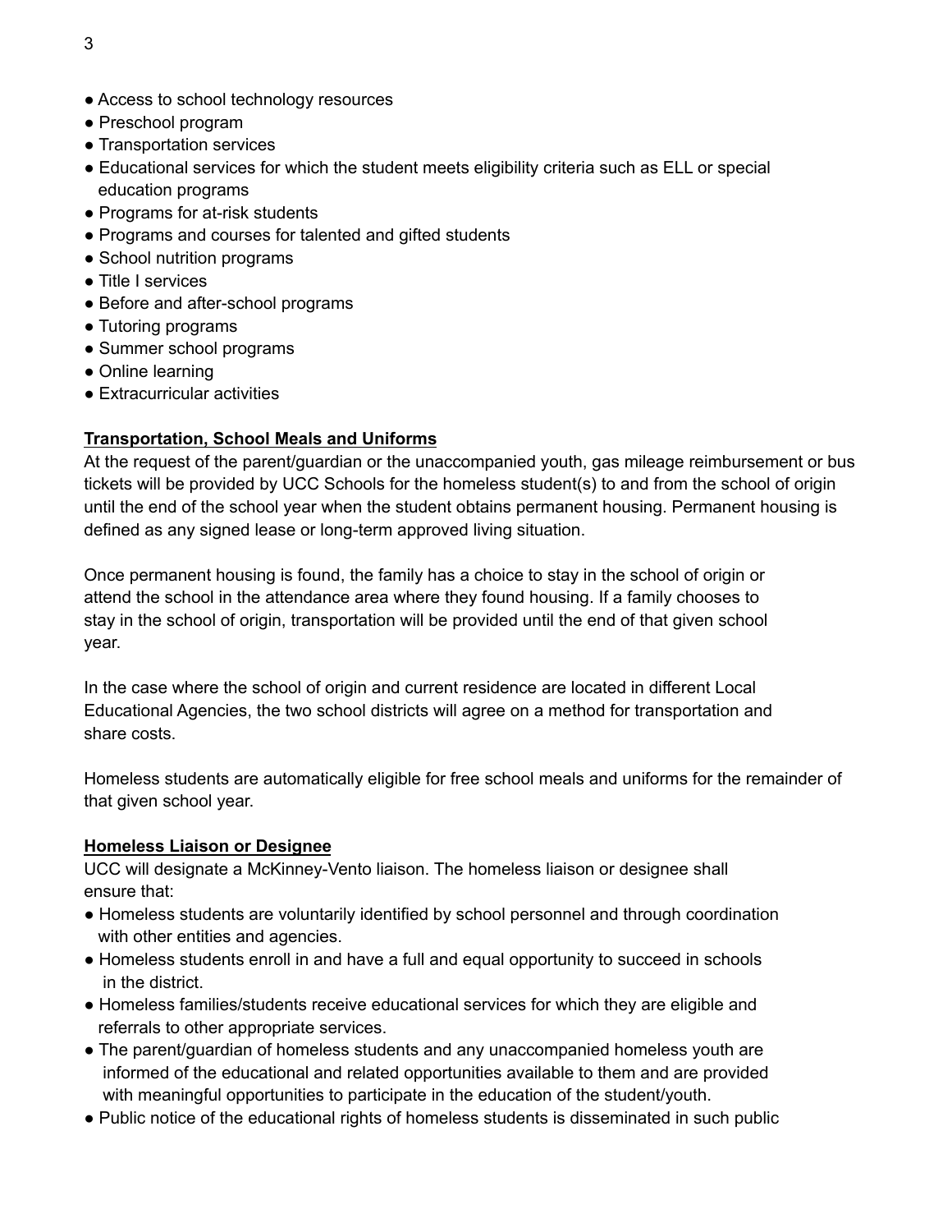- Access to school technology resources
- Preschool program
- Transportation services
- Educational services for which the student meets eligibility criteria such as ELL or special education programs
- Programs for at-risk students
- Programs and courses for talented and gifted students
- School nutrition programs
- Title I services
- Before and after-school programs
- Tutoring programs
- Summer school programs
- Online learning
- Extracurricular activities

**Transportation, School Meals and Uniforms**

At the request of the parent/guardian or the unaccompanied youth, gas mileage reimbursement or bus tickets will be provided by UCC Schools for the homeless student(s) to and from the school of origin until the end of the school year when the student obtains permanent housing. Permanent housing is defined as any signed lease or long-term approved living situation.

Once permanent housing is found, the family has a choice to stay in the school of origin or attend the school in the attendance area where they found housing. If a family chooses to stay in the school of origin, transportation will be provided until the end of that given school year.

In the case where the school of origin and current residence are located in different Local Educational Agencies, the two school districts will agree on a method for transportation and share costs.

Homeless students are automatically eligible for free school meals and uniforms for the remainder of that given school year.

**Homeless Liaison or Designee**

UCC will designate a McKinney-Vento liaison. The homeless liaison or designee shall ensure that:

- Homeless students are voluntarily identified by school personnel and through coordination with other entities and agencies.
- Homeless students enroll in and have a full and equal opportunity to succeed in schools in the district.
- Homeless families/students receive educational services for which they are eligible and referrals to other appropriate services.
- The parent/guardian of homeless students and any unaccompanied homeless youth are informed of the educational and related opportunities available to them and are provided with meaningful opportunities to participate in the education of the student/youth.
- Public notice of the educational rights of homeless students is disseminated in such public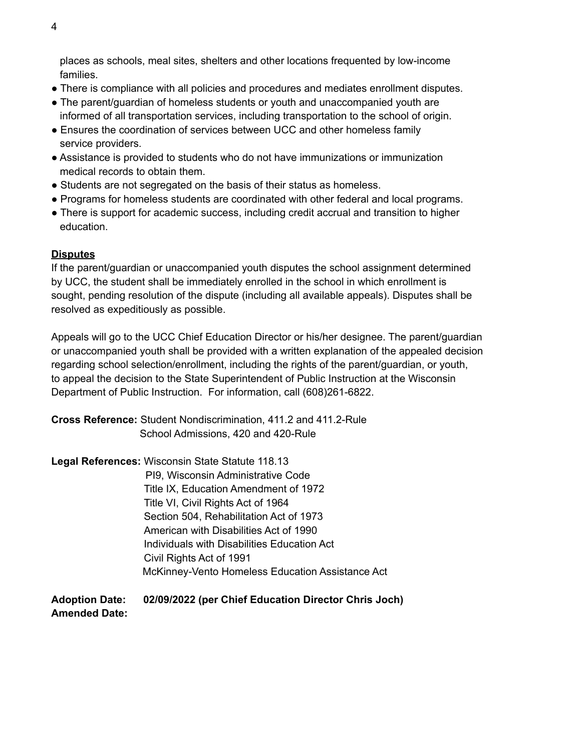places as schools, meal sites, shelters and other locations frequented by low-income families.

- There is compliance with all policies and procedures and mediates enrollment disputes.
- The parent/guardian of homeless students or youth and unaccompanied youth are informed of all transportation services, including transportation to the school of origin.
- Ensures the coordination of services between UCC and other homeless family service providers.
- Assistance is provided to students who do not have immunizations or immunization medical records to obtain them.
- Students are not segregated on the basis of their status as homeless.
- Programs for homeless students are coordinated with other federal and local programs.
- There is support for academic success, including credit accrual and transition to higher education.

**Disputes**

If the parent/guardian or unaccompanied youth disputes the school assignment determined by UCC, the student shall be immediately enrolled in the school in which enrollment is sought, pending resolution of the dispute (including all available appeals). Disputes shall be resolved as expeditiously as possible.

Appeals will go to the UCC Chief Education Director or his/her designee. The parent/guardian or unaccompanied youth shall be provided with a written explanation of the appealed decision regarding school selection/enrollment, including the rights of the parent/guardian, or youth, to appeal the decision to the State Superintendent of Public Instruction at the Wisconsin Department of Public Instruction. For information, call (608)261-6822.

**Cross Reference:** Student Nondiscrimination, 411.2 and 411.2-Rule
School Admissions, 420 and 420-Rule

**Legal References:** Wisconsin State Statute 118.13
PI9, Wisconsin Administrative Code
Title IX, Education Amendment of 1972
Title VI, Civil Rights Act of 1964
Section 504, Rehabilitation Act of 1973
American with Disabilities Act of 1990
Individuals with Disabilities Education Act
Civil Rights Act of 1991
McKinney-Vento Homeless Education Assistance Act

**Adoption Date: 02/09/2022 (per Chief Education Director Chris Joch)**
**Amended Date:**